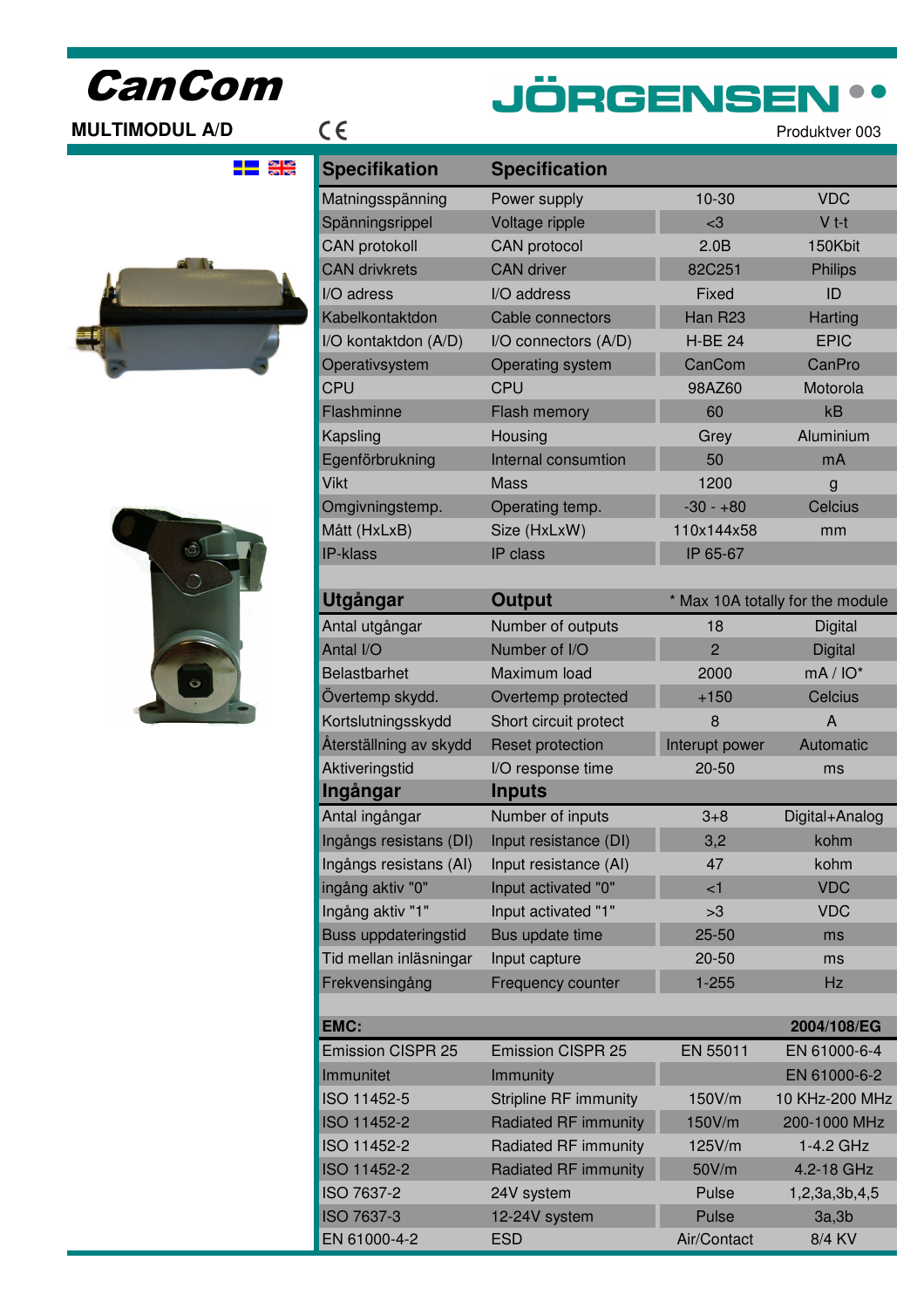# CanCom

**MULTIMODUL A/D**

CE

JÖRGENSEN

Produktver 003

| Specifikation | Specification | | |
|---|---|---|---|
| Matningsspänning | Power supply | 10-30 | VDC |
| Spänningsrippel | Voltage ripple | <3 | V t-t |
| CAN protokoll | CAN protocol | 2.0B | 150Kbit |
| CAN drivkrets | CAN driver | 82C251 | Philips |
| I/O adress | I/O address | Fixed | ID |
| Kabelkontaktdon | Cable connectors | Han R23 | Harting |
| I/O kontaktdon (A/D) | I/O connectors (A/D) | H-BE 24 | EPIC |
| Operativsystem | Operating system | CanCom | CanPro |
| CPU | CPU | 98AZ60 | Motorola |
| Flashminne | Flash memory | 60 | kB |
| Kapsling | Housing | Grey | Aluminium |
| Egenförbrukning | Internal consumtion | 50 | mA |
| Vikt | Mass | 1200 | g |
| Omgivningstemp. | Operating temp. | -30 - +80 | Celcius |
| Mått (HxLxB) | Size (HxLxW) | 110x144x58 | mm |
| IP-klass | IP class | IP 65-67 | |

| Utgångar | Output | * Max 10A totally for the module | |
|---|---|---|---|
| Antal utgångar | Number of outputs | 18 | Digital |
| Antal I/O | Number of I/O | 2 | Digital |
| Belastbarhet | Maximum load | 2000 | mA / IO* |
| Övertemp skydd. | Overtemp protected | +150 | Celcius |
| Kortslutningsskydd | Short circuit protect | 8 | A |
| Återställning av skydd | Reset protection | Interupt power | Automatic |
| Aktiveringstid | I/O response time | 20-50 | ms |

| Ingångar | Inputs | | |
|---|---|---|---|
| Antal ingångar | Number of inputs | 3+8 | Digital+Analog |
| Ingångs resistans (DI) | Input resistance (DI) | 3,2 | kohm |
| Ingångs resistans (AI) | Input resistance (AI) | 47 | kohm |
| ingång aktiv "0" | Input activated "0" | <1 | VDC |
| Ingång aktiv "1" | Input activated "1" | >3 | VDC |
| Buss uppdateringstid | Bus update time | 25-50 | ms |
| Tid mellan inläsningar | Input capture | 20-50 | ms |
| Frekvensingång | Frequency counter | 1-255 | Hz |

| EMC: | | | 2004/108/EG |
|---|---|---|---|
| Emission CISPR 25 | Emission CISPR 25 | EN 55011 | EN 61000-6-4 |
| Immunitet | Immunity | | EN 61000-6-2 |
| ISO 11452-5 | Stripline RF immunity | 150V/m | 10 KHz-200 MHz |
| ISO 11452-2 | Radiated RF immunity | 150V/m | 200-1000 MHz |
| ISO 11452-2 | Radiated RF immunity | 125V/m | 1-4.2 GHz |
| ISO 11452-2 | Radiated RF immunity | 50V/m | 4.2-18 GHz |
| ISO 7637-2 | 24V system | Pulse | 1,2,3a,3b,4,5 |
| ISO 7637-3 | 12-24V system | Pulse | 3a,3b |
| EN 61000-4-2 | ESD | Air/Contact | 8/4 KV |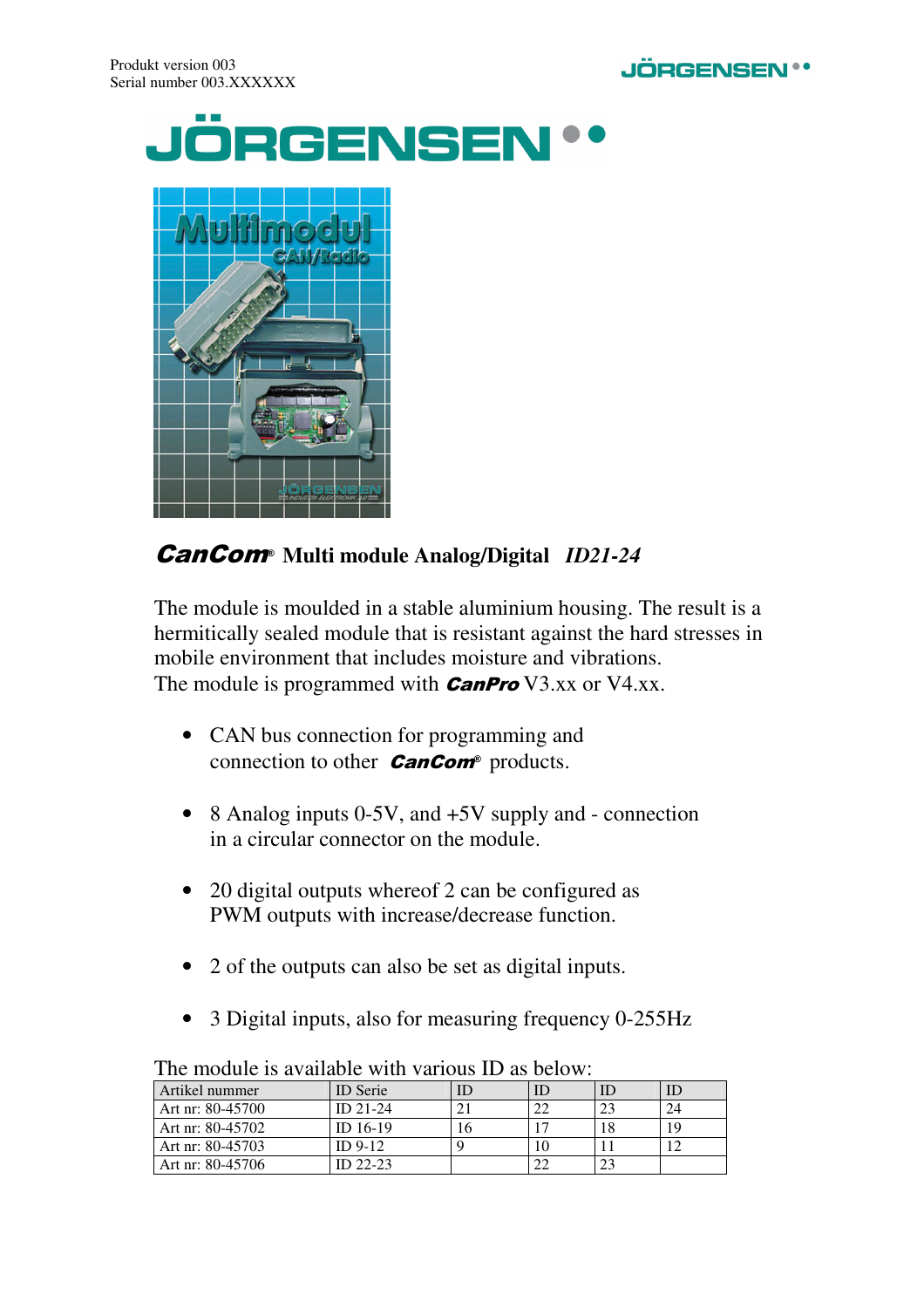Produkt version 003
Serial number 003.XXXXXX

# JÖRGENSEN

## *CanCom*® Multi module Analog/Digital *ID21-24*

The module is moulded in a stable aluminium housing. The result is a hermitically sealed module that is resistant against the hard stresses in mobile environment that includes moisture and vibrations.
The module is programmed with ***CanPro*** V3.xx or V4.xx.

- CAN bus connection for programming and connection to other ***CanCom***® products.
- 8 Analog inputs 0-5V, and +5V supply and - connection in a circular connector on the module.
- 20 digital outputs whereof 2 can be configured as PWM outputs with increase/decrease function.
- 2 of the outputs can also be set as digital inputs.
- 3 Digital inputs, also for measuring frequency 0-255Hz

The module is available with various ID as below:

| Artikel nummer | ID Serie | ID | ID | ID | ID |
|---|---|---|---|---|---|
| Art nr: 80-45700 | ID 21-24 | 21 | 22 | 23 | 24 |
| Art nr: 80-45702 | ID 16-19 | 16 | 17 | 18 | 19 |
| Art nr: 80-45703 | ID 9-12 | 9 | 10 | 11 | 12 |
| Art nr: 80-45706 | ID 22-23 | | 22 | 23 | |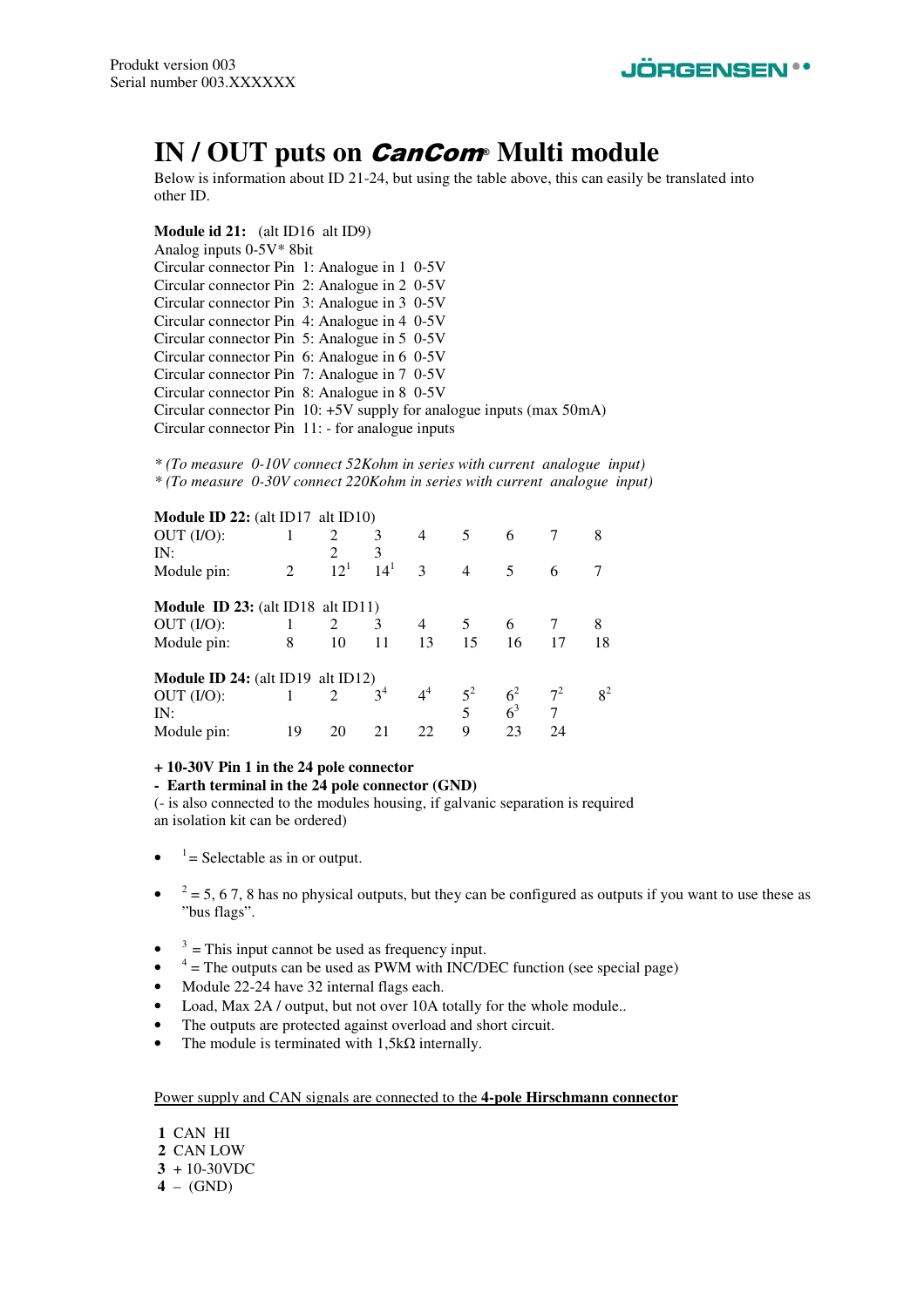# IN / OUT puts on *CanCom*® Multi module

Below is information about ID 21-24, but using the table above, this can easily be translated into other ID.

**Module id 21:** (alt ID16 alt ID9)
Analog inputs 0-5V* 8bit
Circular connector Pin 1: Analogue in 1 0-5V
Circular connector Pin 2: Analogue in 2 0-5V
Circular connector Pin 3: Analogue in 3 0-5V
Circular connector Pin 4: Analogue in 4 0-5V
Circular connector Pin 5: Analogue in 5 0-5V
Circular connector Pin 6: Analogue in 6 0-5V
Circular connector Pin 7: Analogue in 7 0-5V
Circular connector Pin 8: Analogue in 8 0-5V
Circular connector Pin 10: +5V supply for analogue inputs (max 50mA)
Circular connector Pin 11: - for analogue inputs

*\* (To measure 0-10V connect 52Kohm in series with current analogue input)*
*\* (To measure 0-30V connect 220Kohm in series with current analogue input)*

**Module ID 22:** (alt ID17 alt ID10)

| | | | | | | | | |
|---|---|---|---|---|---|---|---|---|
| OUT (I/O): | 1 | 2 | 3 | 4 | 5 | 6 | 7 | 8 |
| IN: | | 2 | 3 | | | | | |
| Module pin: | 2 | 12[1] | 14[1] | 3 | 4 | 5 | 6 | 7 |

**Module ID 23:** (alt ID18 alt ID11)

| | | | | | | | | |
|---|---|---|---|---|---|---|---|---|
| OUT (I/O): | 1 | 2 | 3 | 4 | 5 | 6 | 7 | 8 |
| Module pin: | 8 | 10 | 11 | 13 | 15 | 16 | 17 | 18 |

**Module ID 24:** (alt ID19 alt ID12)

| | | | | | | | | |
|---|---|---|---|---|---|---|---|---|
| OUT (I/O): | 1 | 2 | 3[4] | 4[4] | 5[2] | 6[2] | 7[2] | 8[2] |
| IN: | | | | | 5 | 6[3] | 7 | |
| Module pin: | 19 | 20 | 21 | 22 | 9 | 23 | 24 | |

**+ 10-30V Pin 1 in the 24 pole connector**
**- Earth terminal in the 24 pole connector (GND)**
(- is also connected to the modules housing, if galvanic separation is required an isolation kit can be ordered)

- [1] = Selectable as in or output.
- [2] = 5, 6 7, 8 has no physical outputs, but they can be configured as outputs if you want to use these as "bus flags".
- [3] = This input cannot be used as frequency input.
- [4] = The outputs can be used as PWM with INC/DEC function (see special page)
- Module 22-24 have 32 internal flags each.
- Load, Max 2A / output, but not over 10A totally for the whole module..
- The outputs are protected against overload and short circuit.
- The module is terminated with 1,5kΩ internally.

<u>Power supply and CAN signals are connected to the **4-pole Hirschmann connector**</u>

**1** CAN HI
**2** CAN LOW
**3** + 10-30VDC
**4** – (GND)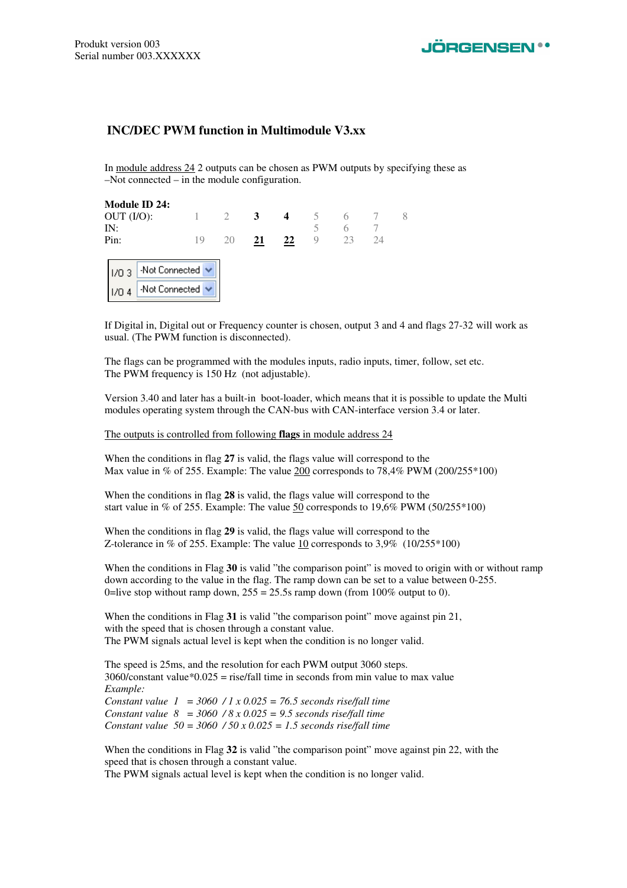## INC/DEC PWM function in Multimodule V3.xx

In module address 24 2 outputs can be chosen as PWM outputs by specifying these as –Not connected – in the module configuration.

**Module ID 24:**

| | | | | | | | | |
|---|---|---|---|---|---|---|---|---|
| OUT (I/O): | 1 | 2 | **3** | **4** | 5 | 6 | 7 | 8 |
| IN: | | | | | 5 | 6 | 7 | |
| Pin: | 19 | 20 | **21** | **22** | 9 | 23 | 24 | |

| | |
|---|---|
| I/O 3 | -Not Connected |
| I/O 4 | -Not Connected |

If Digital in, Digital out or Frequency counter is chosen, output 3 and 4 and flags 27-32 will work as usual. (The PWM function is disconnected).

The flags can be programmed with the modules inputs, radio inputs, timer, follow, set etc.
The PWM frequency is 150 Hz (not adjustable).

Version 3.40 and later has a built-in boot-loader, which means that it is possible to update the Multi modules operating system through the CAN-bus with CAN-interface version 3.4 or later.

The outputs is controlled from following **flags** in module address 24

When the conditions in flag **27** is valid, the flags value will correspond to the Max value in % of 255. Example: The value 200 corresponds to 78,4% PWM (200/255*100)

When the conditions in flag **28** is valid, the flags value will correspond to the start value in % of 255. Example: The value 50 corresponds to 19,6% PWM (50/255*100)

When the conditions in flag **29** is valid, the flags value will correspond to the Z-tolerance in % of 255. Example: The value 10 corresponds to 3,9% (10/255*100)

When the conditions in Flag **30** is valid "the comparison point" is moved to origin with or without ramp down according to the value in the flag. The ramp down can be set to a value between 0-255.
0=live stop without ramp down, 255 = 25.5s ramp down (from 100% output to 0).

When the conditions in Flag **31** is valid "the comparison point" move against pin 21, with the speed that is chosen through a constant value.
The PWM signals actual level is kept when the condition is no longer valid.

The speed is 25ms, and the resolution for each PWM output 3060 steps.
3060/constant value*0.025 = rise/fall time in seconds from min value to max value
*Example:*
*Constant value 1 = 3060 / 1 x 0.025 = 76.5 seconds rise/fall time*
*Constant value 8 = 3060 / 8 x 0.025 = 9.5 seconds rise/fall time*
*Constant value 50 = 3060 / 50 x 0.025 = 1.5 seconds rise/fall time*

When the conditions in Flag **32** is valid "the comparison point" move against pin 22, with the speed that is chosen through a constant value.
The PWM signals actual level is kept when the condition is no longer valid.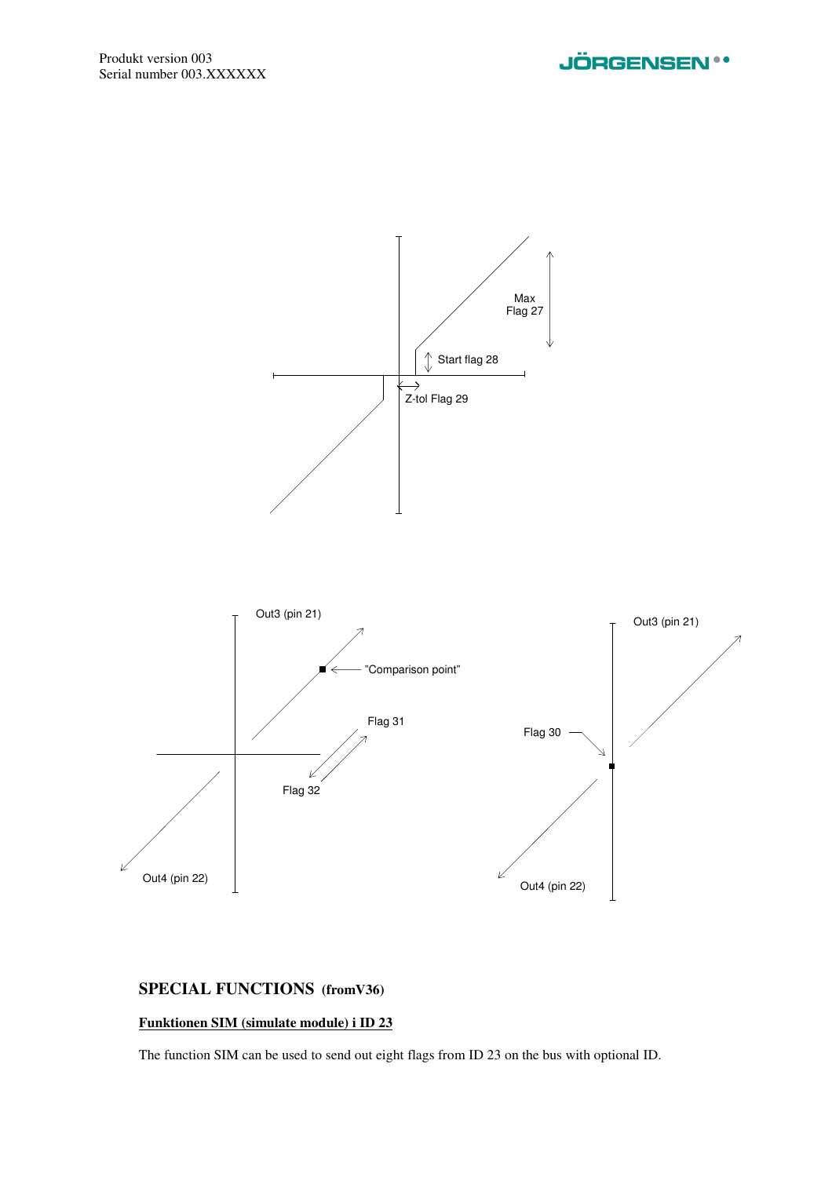Max
Flag 27

Start flag 28

Z-tol Flag 29

Out3 (pin 21)

"Comparison point"

Flag 31

Flag 32

Out4 (pin 22)

Out3 (pin 21)

Flag 30

Out4 (pin 22)

## SPECIAL FUNCTIONS (fromV36)

**Funktionen SIM (simulate module) i ID 23**

The function SIM can be used to send out eight flags from ID 23 on the bus with optional ID.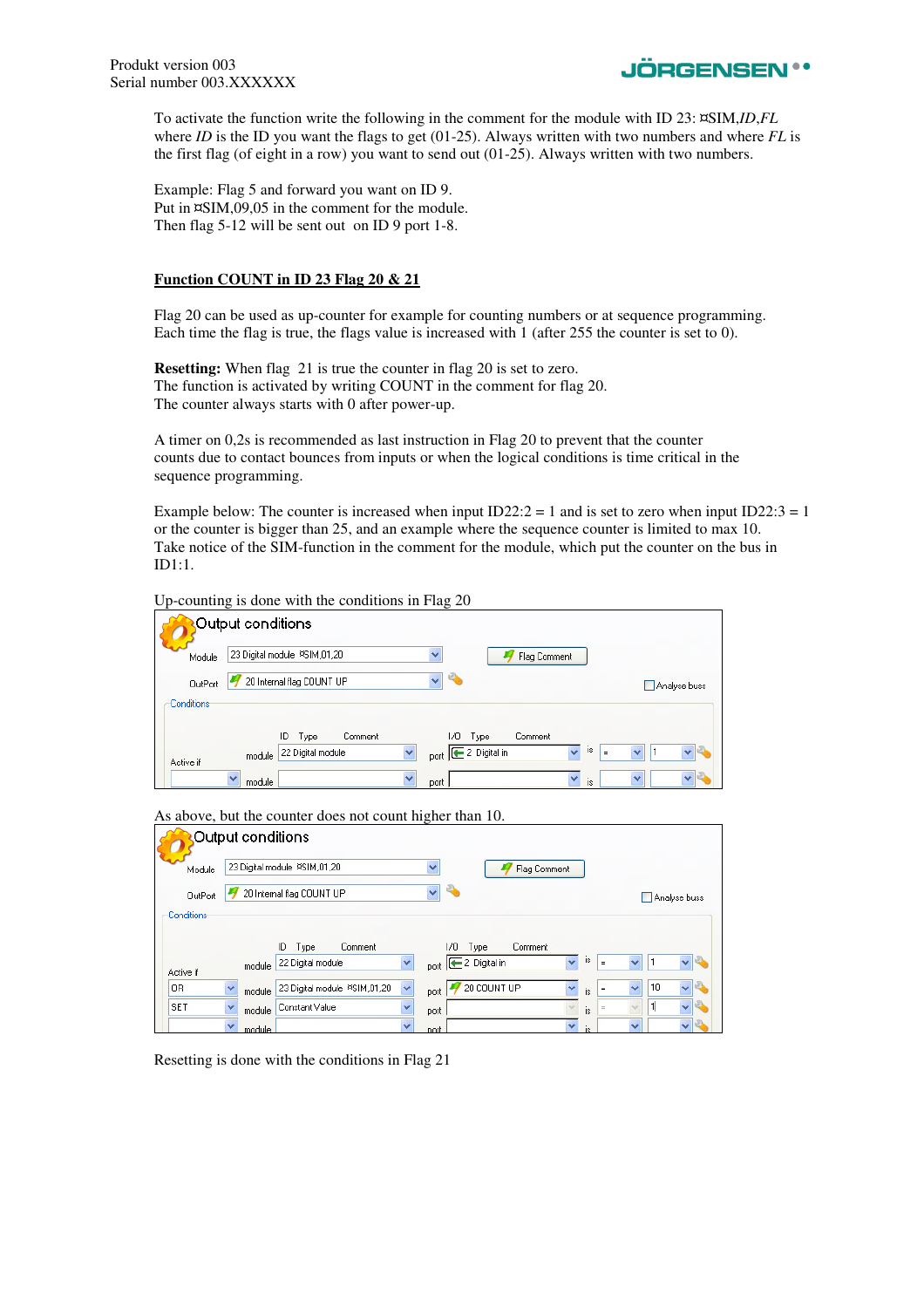To activate the function write the following in the comment for the module with ID 23: ¤SIM,*ID*,*FL* where *ID* is the ID you want the flags to get (01-25). Always written with two numbers and where *FL* is the first flag (of eight in a row) you want to send out (01-25). Always written with two numbers.

Example: Flag 5 and forward you want on ID 9.
Put in ¤SIM,09,05 in the comment for the module.
Then flag 5-12 will be sent out on ID 9 port 1-8.

## Function COUNT in ID 23 Flag 20 & 21

Flag 20 can be used as up-counter for example for counting numbers or at sequence programming. Each time the flag is true, the flags value is increased with 1 (after 255 the counter is set to 0).

**Resetting:** When flag 21 is true the counter in flag 20 is set to zero.
The function is activated by writing COUNT in the comment for flag 20.
The counter always starts with 0 after power-up.

A timer on 0,2s is recommended as last instruction in Flag 20 to prevent that the counter counts due to contact bounces from inputs or when the logical conditions is time critical in the sequence programming.

Example below: The counter is increased when input ID22:2 = 1 and is set to zero when input ID22:3 = 1 or the counter is bigger than 25, and an example where the sequence counter is limited to max 10.
Take notice of the SIM-function in the comment for the module, which put the counter on the bus in ID1:1.

Up-counting is done with the conditions in Flag 20

Output conditions
Module: 23 Digital module ¤SIM,01,20
OutPort: 20 Internal flag COUNT UP
Flag Comment
Analyse buss

Conditions

| Active if | | ID Type Comment | | I/O Type Comment | is | | |
|---|---|---|---|---|---|---|---|
| | module | 22 Digital module | port | 2 Digital in | is | = | 1 |
| | module | | port | | is | | |

As above, but the counter does not count higher than 10.

Output conditions
Module: 23 Digital module ¤SIM,01,20
OutPort: 20 Internal flag COUNT UP
Flag Comment
Analyse buss

Conditions

| Active if | | ID Type Comment | | I/O Type Comment | is | | |
|---|---|---|---|---|---|---|---|
| | module | 22 Digital module | port | 2 Digital in | is | = | 1 |
| OR | module | 23 Digital module ¤SIM,01,20 | port | 20 COUNT UP | is | - | 10 |
| SET | module | Constant Value | port | | is | = | 1 |
| | module | | port | | is | | |

Resetting is done with the conditions in Flag 21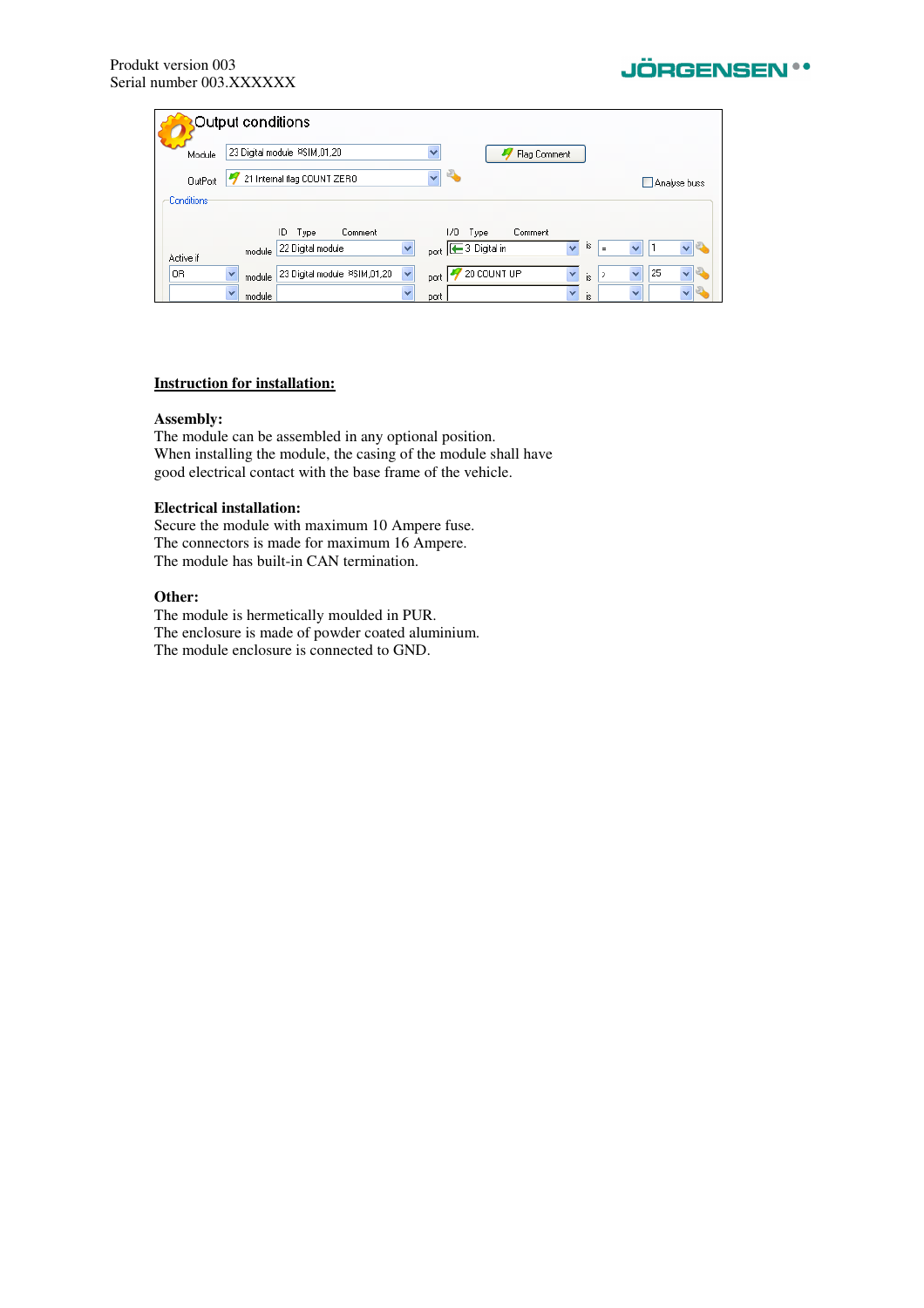Output conditions

Module: 23 Digital module 8SIM,01,20

OutPort: 21 Internal flag COUNT ZERO

Flag Comment

Analyse buss

Conditions

| Active if | | ID Type Comment | | I/O Type Comment | | | |
|---|---|---|---|---|---|---|---|
| | module | 22 Digital module | port | 3 Digital in | is | = | 1 |
| OR | module | 23 Digital module 8SIM,01,20 | port | 20 COUNT UP | is | > | 25 |
| | module | | port | | is | | |

**Instruction for installation:**

**Assembly:**
The module can be assembled in any optional position.
When installing the module, the casing of the module shall have good electrical contact with the base frame of the vehicle.

**Electrical installation:**
Secure the module with maximum 10 Ampere fuse.
The connectors is made for maximum 16 Ampere.
The module has built-in CAN termination.

**Other:**
The module is hermetically moulded in PUR.
The enclosure is made of powder coated aluminium.
The module enclosure is connected to GND.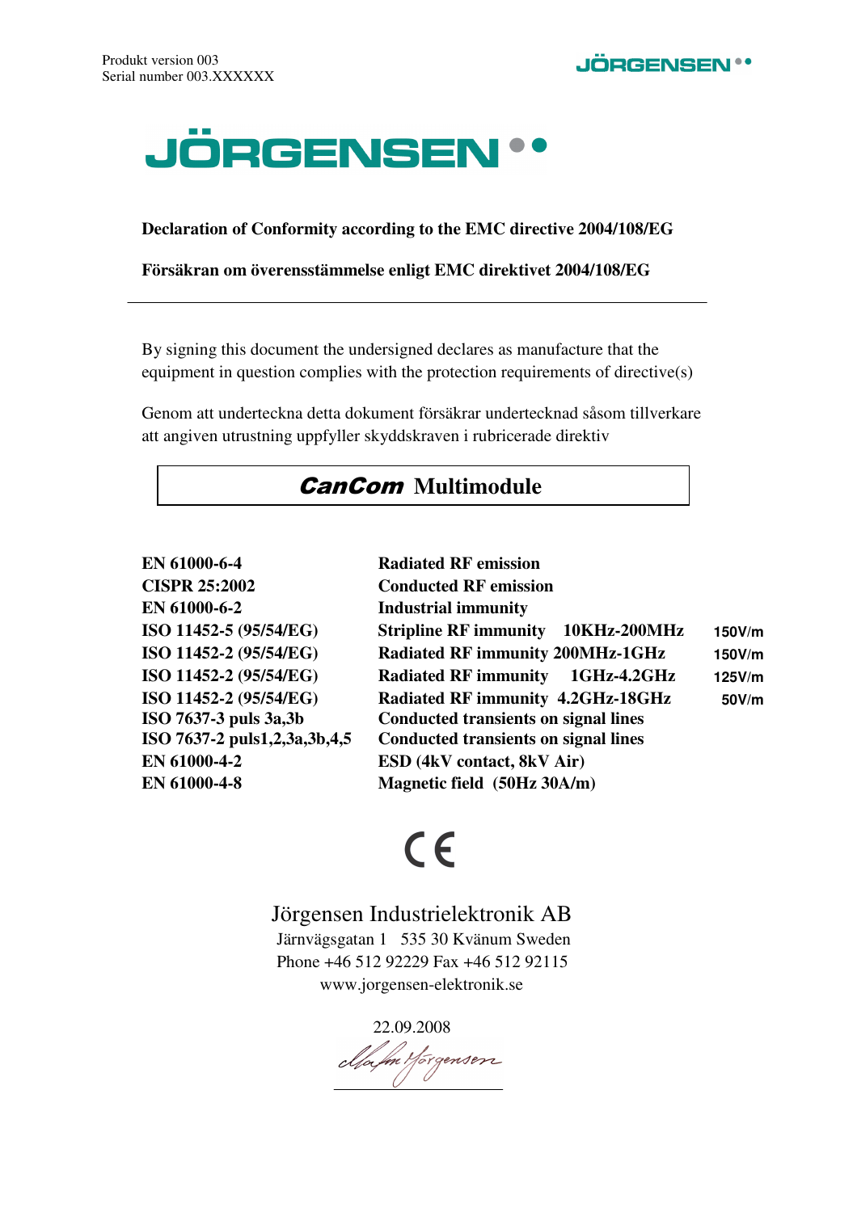Produkt version 003
Serial number 003.XXXXXX

# JÖRGENSEN

**Declaration of Conformity according to the EMC directive 2004/108/EG**

**Försäkran om överensstämmelse enligt EMC direktivet 2004/108/EG**

---

By signing this document the undersigned declares as manufacture that the equipment in question complies with the protection requirements of directive(s)

Genom att underteckna detta dokument försäkrar undertecknad såsom tillverkare att angiven utrustning uppfyller skyddskraven i rubricerade direktiv

## *CanCom* Multimodule

| | | |
|---|---|---|
| **EN 61000-6-4** | **Radiated RF emission** | |
| **CISPR 25:2002** | **Conducted RF emission** | |
| **EN 61000-6-2** | **Industrial immunity** | |
| **ISO 11452-5 (95/54/EG)** | **Stripline RF immunity 10KHz-200MHz** | **150V/m** |
| **ISO 11452-2 (95/54/EG)** | **Radiated RF immunity 200MHz-1GHz** | **150V/m** |
| **ISO 11452-2 (95/54/EG)** | **Radiated RF immunity 1GHz-4.2GHz** | **125V/m** |
| **ISO 11452-2 (95/54/EG)** | **Radiated RF immunity 4.2GHz-18GHz** | **50V/m** |
| **ISO 7637-3 puls 3a,3b** | **Conducted transients on signal lines** | |
| **ISO 7637-2 puls1,2,3a,3b,4,5** | **Conducted transients on signal lines** | |
| **EN 61000-4-2** | **ESD (4kV contact, 8kV Air)** | |
| **EN 61000-4-8** | **Magnetic field (50Hz 30A/m)** | |

CE

Jörgensen Industrielektronik AB
Järnvägsgatan 1 535 30 Kvänum Sweden
Phone +46 512 92229 Fax +46 512 92115
www.jorgensen-elektronik.se

22.09.2008

Mafm Jörgensen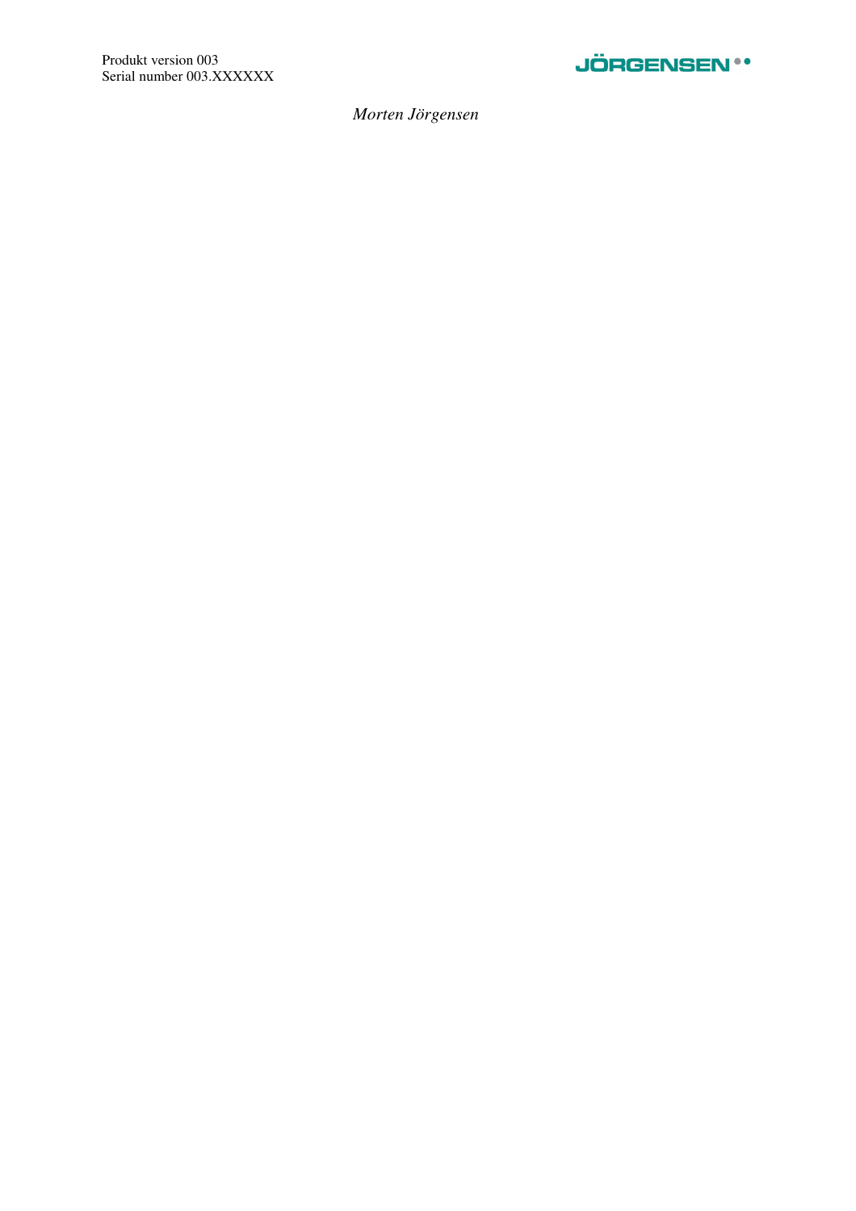*Morten Jörgensen*